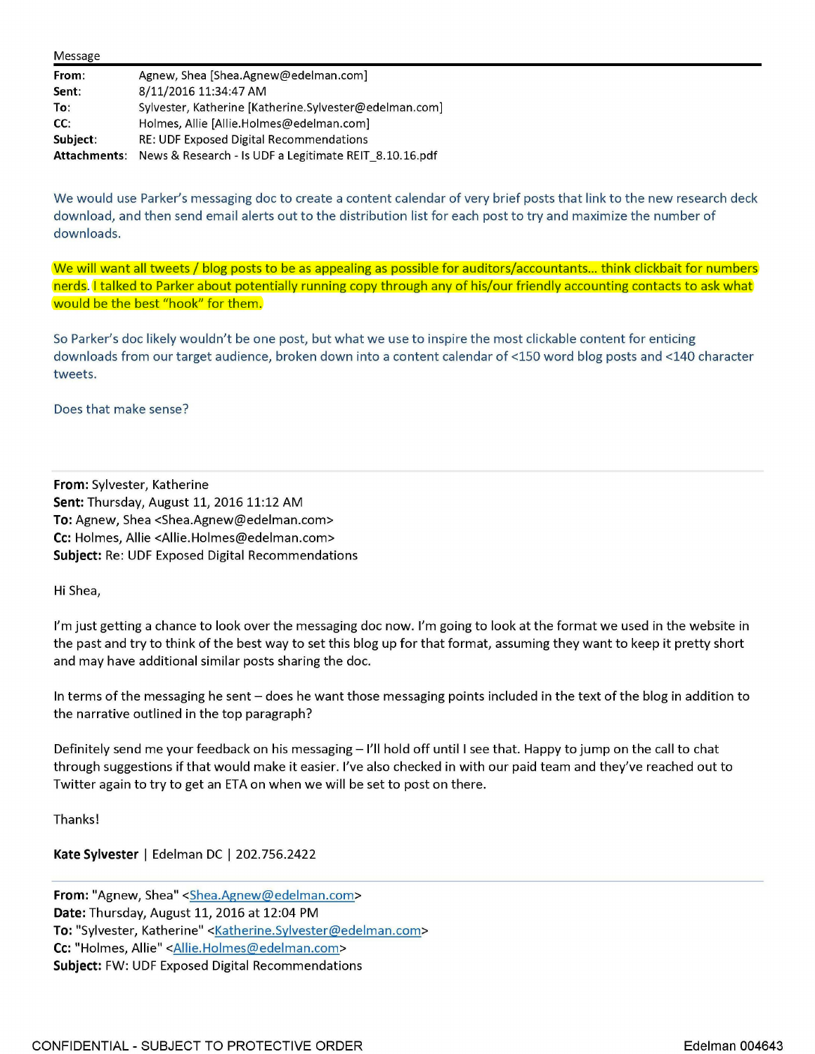Message

| | |
|---|---|
| **From:** | Agnew, Shea [Shea.Agnew@edelman.com] |
| **Sent:** | 8/11/2016 11:34:47 AM |
| **To:** | Sylvester, Katherine [Katherine.Sylvester@edelman.com] |
| **CC:** | Holmes, Allie [Allie.Holmes@edelman.com] |
| **Subject:** | RE: UDF Exposed Digital Recommendations |
| **Attachments:** | News & Research - Is UDF a Legitimate REIT_8.10.16.pdf |

We would use Parker's messaging doc to create a content calendar of very brief posts that link to the new research deck download, and then send email alerts out to the distribution list for each post to try and maximize the number of downloads.

We will want all tweets / blog posts to be as appealing as possible for auditors/accountants… think clickbait for numbers nerds. I talked to Parker about potentially running copy through any of his/our friendly accounting contacts to ask what would be the best "hook" for them.

So Parker's doc likely wouldn't be one post, but what we use to inspire the most clickable content for enticing downloads from our target audience, broken down into a content calendar of <150 word blog posts and <140 character tweets.

Does that make sense?

---

**From:** Sylvester, Katherine
**Sent:** Thursday, August 11, 2016 11:12 AM
**To:** Agnew, Shea <Shea.Agnew@edelman.com>
**Cc:** Holmes, Allie <Allie.Holmes@edelman.com>
**Subject:** Re: UDF Exposed Digital Recommendations

Hi Shea,

I'm just getting a chance to look over the messaging doc now. I'm going to look at the format we used in the website in the past and try to think of the best way to set this blog up for that format, assuming they want to keep it pretty short and may have additional similar posts sharing the doc.

In terms of the messaging he sent – does he want those messaging points included in the text of the blog in addition to the narrative outlined in the top paragraph?

Definitely send me your feedback on his messaging – I'll hold off until I see that. Happy to jump on the call to chat through suggestions if that would make it easier. I've also checked in with our paid team and they've reached out to Twitter again to try to get an ETA on when we will be set to post on there.

Thanks!

**Kate Sylvester** | Edelman DC | 202.756.2422

---

**From:** "Agnew, Shea" <Shea.Agnew@edelman.com>
**Date:** Thursday, August 11, 2016 at 12:04 PM
**To:** "Sylvester, Katherine" <Katherine.Sylvester@edelman.com>
**Cc:** "Holmes, Allie" <Allie.Holmes@edelman.com>
**Subject:** FW: UDF Exposed Digital Recommendations

CONFIDENTIAL - SUBJECT TO PROTECTIVE ORDER

Edelman 004643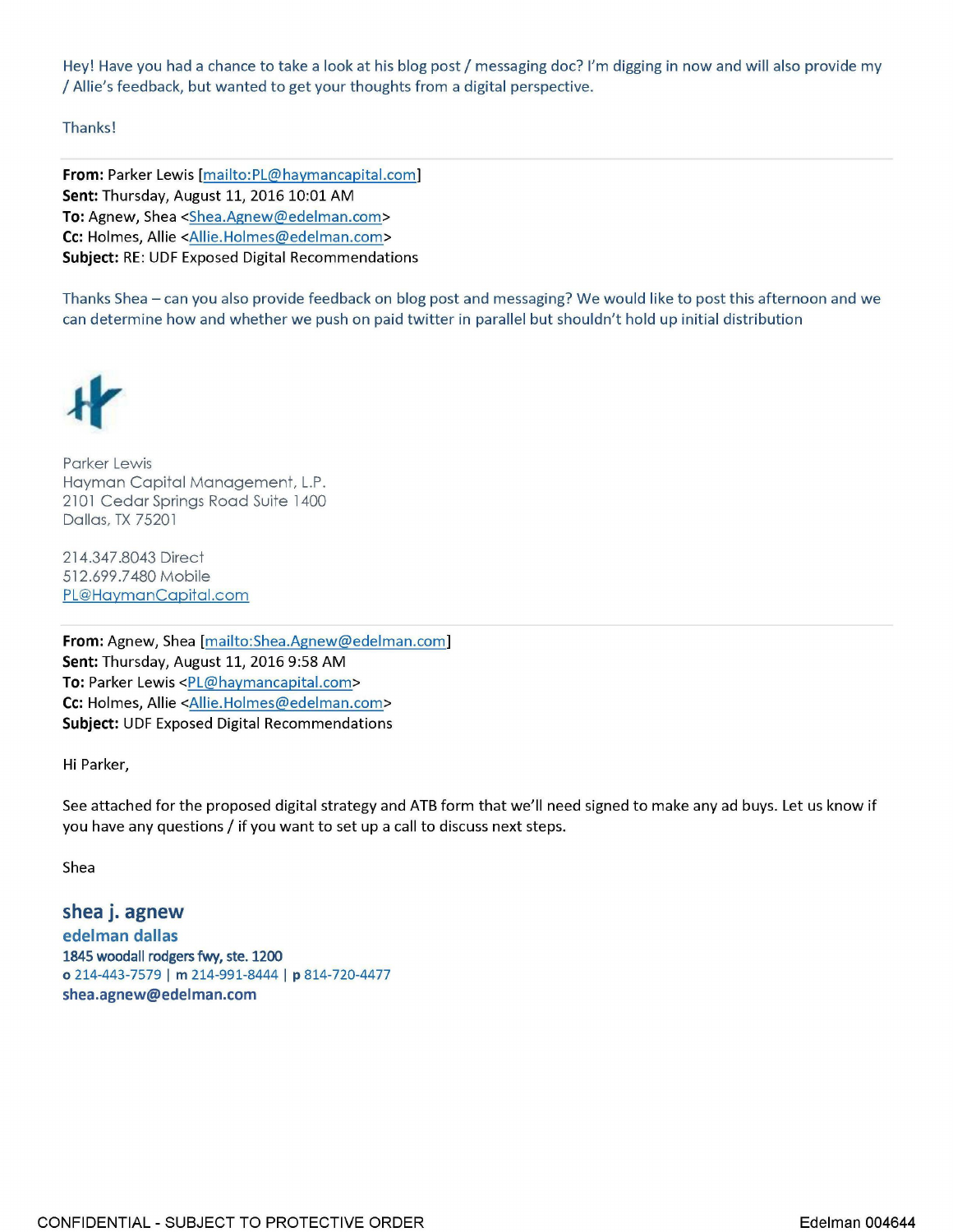Hey! Have you had a chance to take a look at his blog post / messaging doc? I'm digging in now and will also provide my / Allie's feedback, but wanted to get your thoughts from a digital perspective.

Thanks!

---

**From:** Parker Lewis [mailto:PL@haymancapital.com]
**Sent:** Thursday, August 11, 2016 10:01 AM
**To:** Agnew, Shea <Shea.Agnew@edelman.com>
**Cc:** Holmes, Allie <Allie.Holmes@edelman.com>
**Subject:** RE: UDF Exposed Digital Recommendations

Thanks Shea – can you also provide feedback on blog post and messaging? We would like to post this afternoon and we can determine how and whether we push on paid twitter in parallel but shouldn't hold up initial distribution

Parker Lewis
Hayman Capital Management, L.P.
2101 Cedar Springs Road Suite 1400
Dallas, TX 75201

214.347.8043 Direct
512.699.7480 Mobile
PL@HaymanCapital.com

---

**From:** Agnew, Shea [mailto:Shea.Agnew@edelman.com]
**Sent:** Thursday, August 11, 2016 9:58 AM
**To:** Parker Lewis <PL@haymancapital.com>
**Cc:** Holmes, Allie <Allie.Holmes@edelman.com>
**Subject:** UDF Exposed Digital Recommendations

Hi Parker,

See attached for the proposed digital strategy and ATB form that we'll need signed to make any ad buys. Let us know if you have any questions / if you want to set up a call to discuss next steps.

Shea

**shea j. agnew**
**edelman dallas**
**1845 woodall rodgers fwy, ste. 1200**
**o** 214-443-7579 | **m** 214-991-8444 | **p** 814-720-4477
**shea.agnew@edelman.com**

CONFIDENTIAL - SUBJECT TO PROTECTIVE ORDER

Edelman 004644